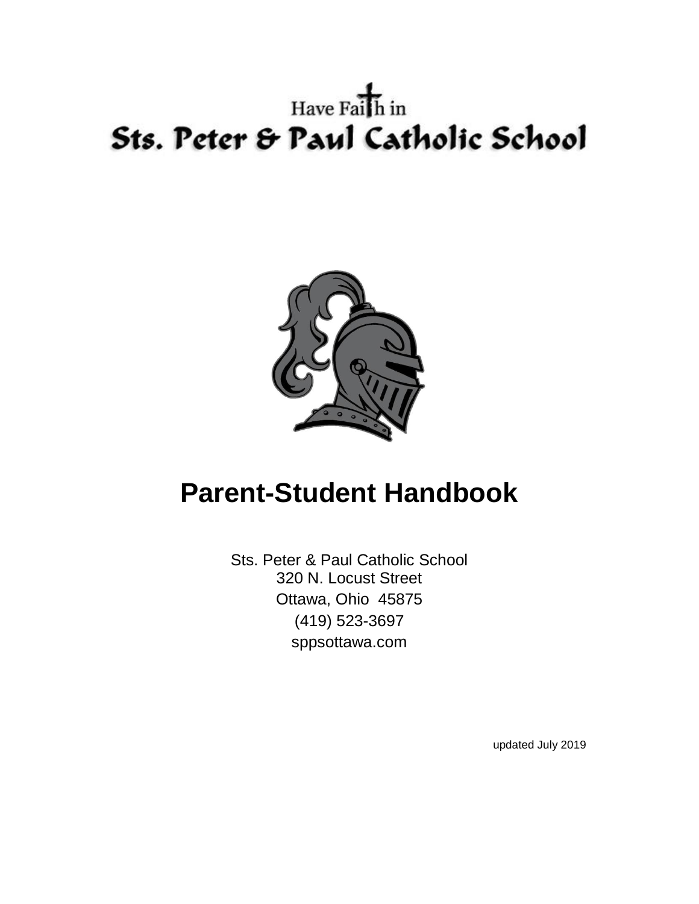Have Faith in

# Sts. Peter & Paul Catholic School

# Parent-Student Handbook

Sts. Peter & Paul Catholic School
320 N. Locust Street
Ottawa, Ohio 45875
(419) 523-3697
sppsottawa.com

updated July 2019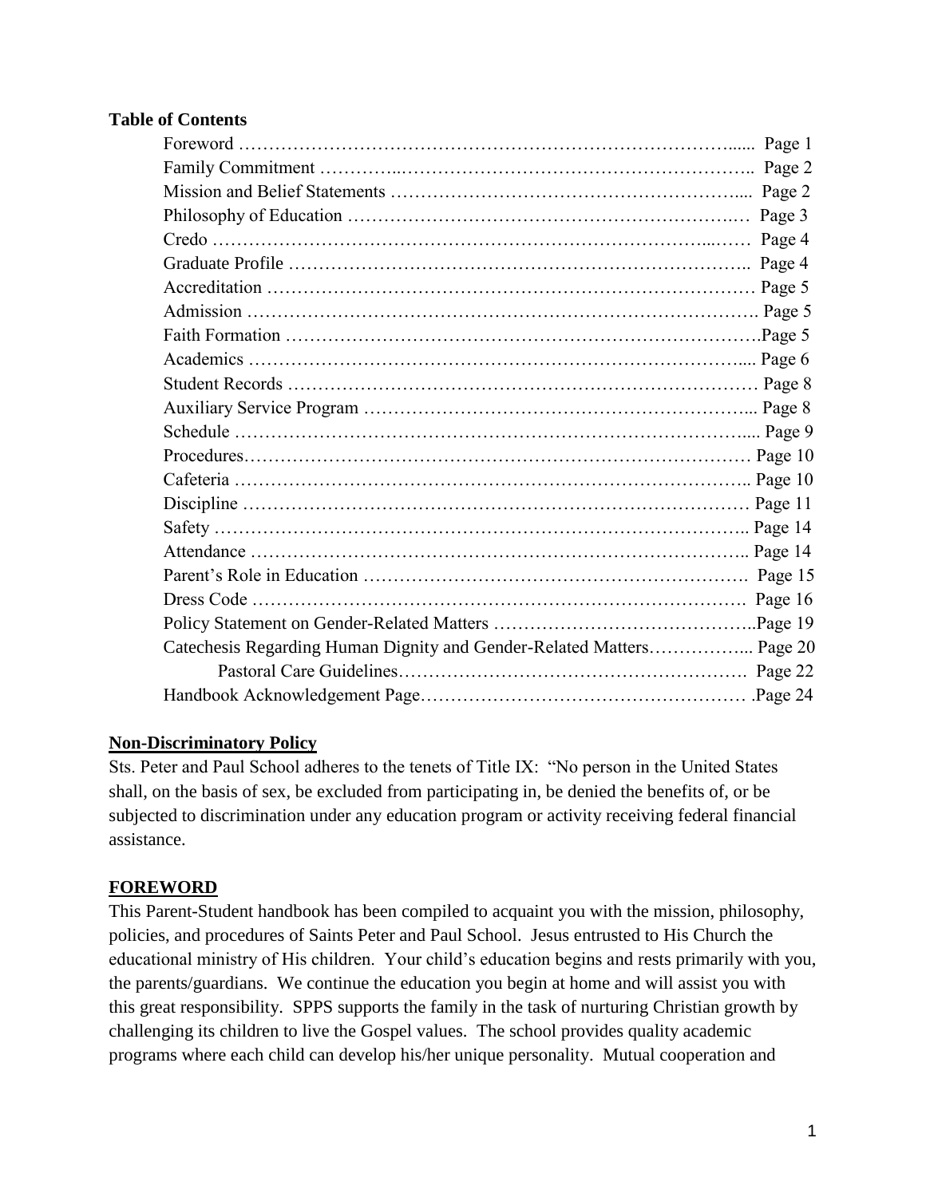**Table of Contents**

| | |
|---|---|
| Foreword | Page 1 |
| Family Commitment | Page 2 |
| Mission and Belief Statements | Page 2 |
| Philosophy of Education | Page 3 |
| Credo | Page 4 |
| Graduate Profile | Page 4 |
| Accreditation | Page 5 |
| Admission | Page 5 |
| Faith Formation | Page 5 |
| Academics | Page 6 |
| Student Records | Page 8 |
| Auxiliary Service Program | Page 8 |
| Schedule | Page 9 |
| Procedures | Page 10 |
| Cafeteria | Page 10 |
| Discipline | Page 11 |
| Safety | Page 14 |
| Attendance | Page 14 |
| Parent's Role in Education | Page 15 |
| Dress Code | Page 16 |
| Policy Statement on Gender-Related Matters | Page 19 |
| Catechesis Regarding Human Dignity and Gender-Related Matters | Page 20 |
| Pastoral Care Guidelines | Page 22 |
| Handbook Acknowledgement Page | Page 24 |

## Non-Discriminatory Policy

Sts. Peter and Paul School adheres to the tenets of Title IX: "No person in the United States shall, on the basis of sex, be excluded from participating in, be denied the benefits of, or be subjected to discrimination under any education program or activity receiving federal financial assistance.

## FOREWORD

This Parent-Student handbook has been compiled to acquaint you with the mission, philosophy, policies, and procedures of Saints Peter and Paul School. Jesus entrusted to His Church the educational ministry of His children. Your child's education begins and rests primarily with you, the parents/guardians. We continue the education you begin at home and will assist you with this great responsibility. SPPS supports the family in the task of nurturing Christian growth by challenging its children to live the Gospel values. The school provides quality academic programs where each child can develop his/her unique personality. Mutual cooperation and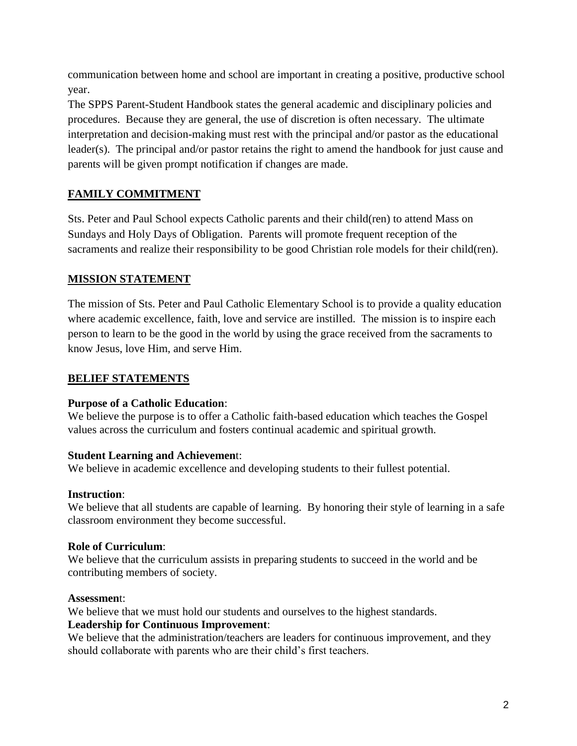communication between home and school are important in creating a positive, productive school year.

The SPPS Parent-Student Handbook states the general academic and disciplinary policies and procedures. Because they are general, the use of discretion is often necessary. The ultimate interpretation and decision-making must rest with the principal and/or pastor as the educational leader(s). The principal and/or pastor retains the right to amend the handbook for just cause and parents will be given prompt notification if changes are made.

## FAMILY COMMITMENT

Sts. Peter and Paul School expects Catholic parents and their child(ren) to attend Mass on Sundays and Holy Days of Obligation. Parents will promote frequent reception of the sacraments and realize their responsibility to be good Christian role models for their child(ren).

## MISSION STATEMENT

The mission of Sts. Peter and Paul Catholic Elementary School is to provide a quality education where academic excellence, faith, love and service are instilled. The mission is to inspire each person to learn to be the good in the world by using the grace received from the sacraments to know Jesus, love Him, and serve Him.

## BELIEF STATEMENTS

**Purpose of a Catholic Education**:
We believe the purpose is to offer a Catholic faith-based education which teaches the Gospel values across the curriculum and fosters continual academic and spiritual growth.

**Student Learning and Achievemen**t:
We believe in academic excellence and developing students to their fullest potential.

**Instruction**:
We believe that all students are capable of learning. By honoring their style of learning in a safe classroom environment they become successful.

**Role of Curriculum**:
We believe that the curriculum assists in preparing students to succeed in the world and be contributing members of society.

**Assessmen**t:
We believe that we must hold our students and ourselves to the highest standards.

**Leadership for Continuous Improvement**:
We believe that the administration/teachers are leaders for continuous improvement, and they should collaborate with parents who are their child's first teachers.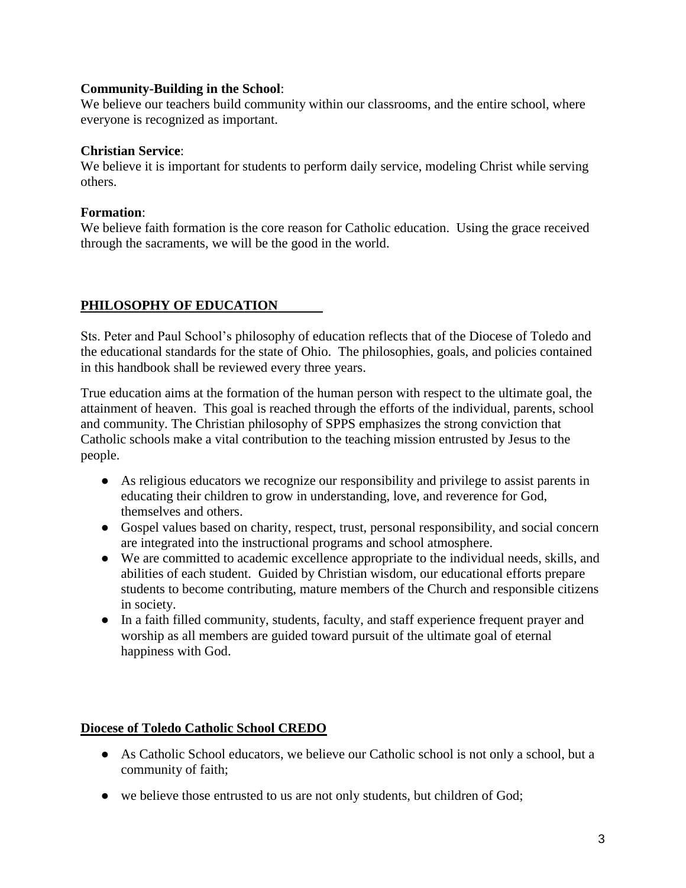**Community-Building in the School**:
We believe our teachers build community within our classrooms, and the entire school, where everyone is recognized as important.

**Christian Service**:
We believe it is important for students to perform daily service, modeling Christ while serving others.

**Formation**:
We believe faith formation is the core reason for Catholic education. Using the grace received through the sacraments, we will be the good in the world.

## PHILOSOPHY OF EDUCATION

Sts. Peter and Paul School's philosophy of education reflects that of the Diocese of Toledo and the educational standards for the state of Ohio. The philosophies, goals, and policies contained in this handbook shall be reviewed every three years.

True education aims at the formation of the human person with respect to the ultimate goal, the attainment of heaven. This goal is reached through the efforts of the individual, parents, school and community. The Christian philosophy of SPPS emphasizes the strong conviction that Catholic schools make a vital contribution to the teaching mission entrusted by Jesus to the people.

- As religious educators we recognize our responsibility and privilege to assist parents in educating their children to grow in understanding, love, and reverence for God, themselves and others.
- Gospel values based on charity, respect, trust, personal responsibility, and social concern are integrated into the instructional programs and school atmosphere.
- We are committed to academic excellence appropriate to the individual needs, skills, and abilities of each student. Guided by Christian wisdom, our educational efforts prepare students to become contributing, mature members of the Church and responsible citizens in society.
- In a faith filled community, students, faculty, and staff experience frequent prayer and worship as all members are guided toward pursuit of the ultimate goal of eternal happiness with God.

## Diocese of Toledo Catholic School CREDO

- As Catholic School educators, we believe our Catholic school is not only a school, but a community of faith;
- we believe those entrusted to us are not only students, but children of God;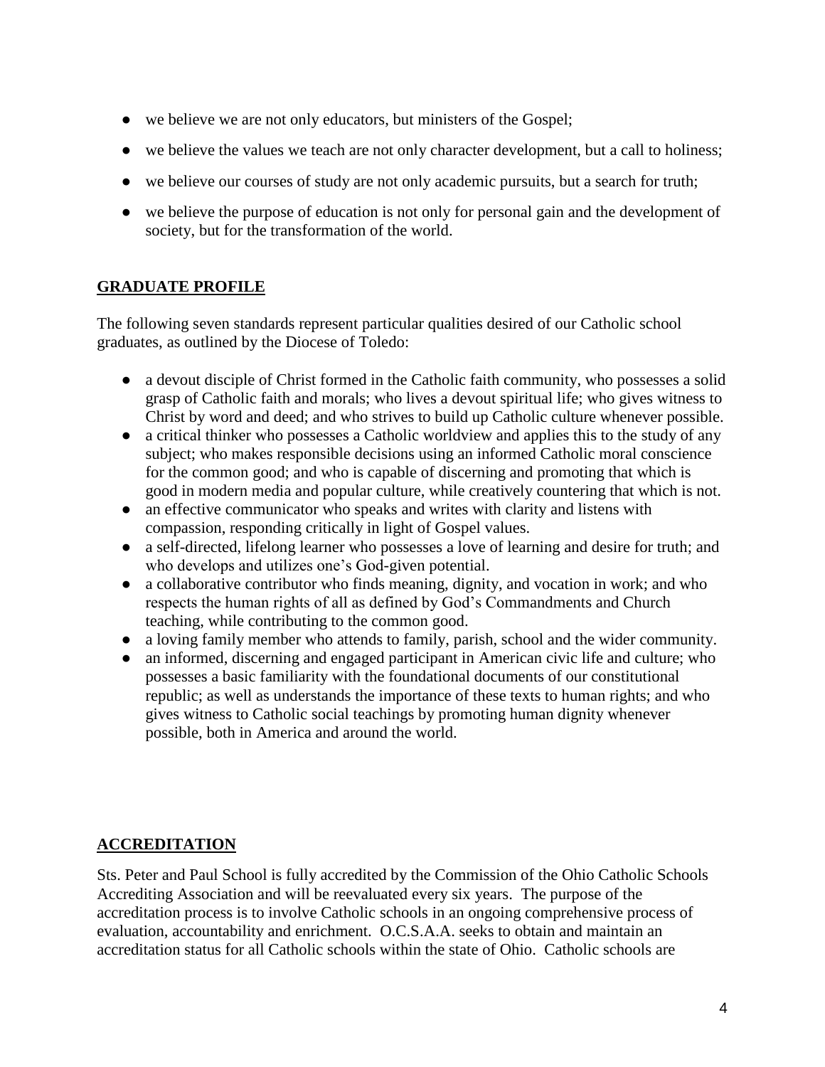- we believe we are not only educators, but ministers of the Gospel;
- we believe the values we teach are not only character development, but a call to holiness;
- we believe our courses of study are not only academic pursuits, but a search for truth;
- we believe the purpose of education is not only for personal gain and the development of society, but for the transformation of the world.

## GRADUATE PROFILE

The following seven standards represent particular qualities desired of our Catholic school graduates, as outlined by the Diocese of Toledo:

- a devout disciple of Christ formed in the Catholic faith community, who possesses a solid grasp of Catholic faith and morals; who lives a devout spiritual life; who gives witness to Christ by word and deed; and who strives to build up Catholic culture whenever possible.
- a critical thinker who possesses a Catholic worldview and applies this to the study of any subject; who makes responsible decisions using an informed Catholic moral conscience for the common good; and who is capable of discerning and promoting that which is good in modern media and popular culture, while creatively countering that which is not.
- an effective communicator who speaks and writes with clarity and listens with compassion, responding critically in light of Gospel values.
- a self-directed, lifelong learner who possesses a love of learning and desire for truth; and who develops and utilizes one's God-given potential.
- a collaborative contributor who finds meaning, dignity, and vocation in work; and who respects the human rights of all as defined by God's Commandments and Church teaching, while contributing to the common good.
- a loving family member who attends to family, parish, school and the wider community.
- an informed, discerning and engaged participant in American civic life and culture; who possesses a basic familiarity with the foundational documents of our constitutional republic; as well as understands the importance of these texts to human rights; and who gives witness to Catholic social teachings by promoting human dignity whenever possible, both in America and around the world.

## ACCREDITATION

Sts. Peter and Paul School is fully accredited by the Commission of the Ohio Catholic Schools Accrediting Association and will be reevaluated every six years. The purpose of the accreditation process is to involve Catholic schools in an ongoing comprehensive process of evaluation, accountability and enrichment. O.C.S.A.A. seeks to obtain and maintain an accreditation status for all Catholic schools within the state of Ohio. Catholic schools are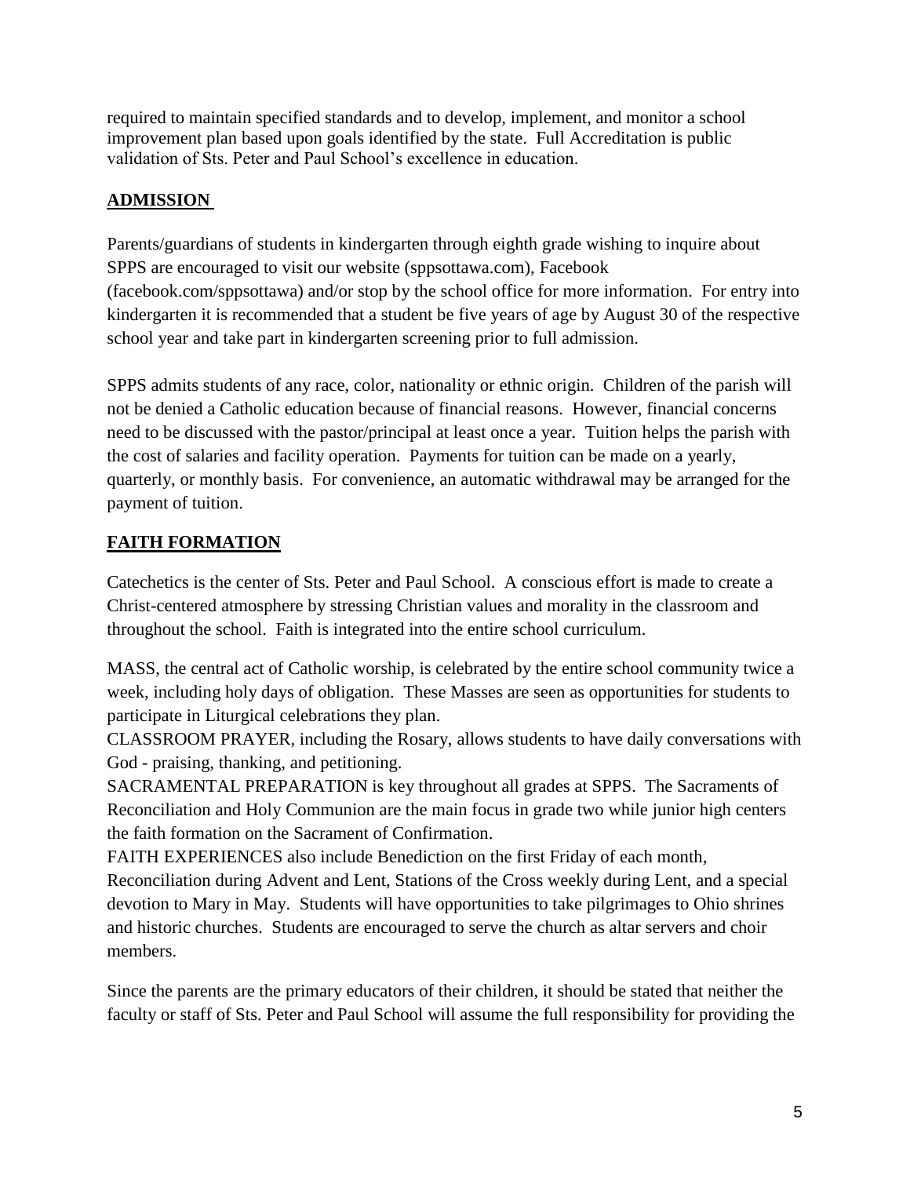required to maintain specified standards and to develop, implement, and monitor a school improvement plan based upon goals identified by the state. Full Accreditation is public validation of Sts. Peter and Paul School's excellence in education.

## ADMISSION

Parents/guardians of students in kindergarten through eighth grade wishing to inquire about SPPS are encouraged to visit our website (sppsottawa.com), Facebook (facebook.com/sppsottawa) and/or stop by the school office for more information. For entry into kindergarten it is recommended that a student be five years of age by August 30 of the respective school year and take part in kindergarten screening prior to full admission.

SPPS admits students of any race, color, nationality or ethnic origin. Children of the parish will not be denied a Catholic education because of financial reasons. However, financial concerns need to be discussed with the pastor/principal at least once a year. Tuition helps the parish with the cost of salaries and facility operation. Payments for tuition can be made on a yearly, quarterly, or monthly basis. For convenience, an automatic withdrawal may be arranged for the payment of tuition.

## FAITH FORMATION

Catechetics is the center of Sts. Peter and Paul School. A conscious effort is made to create a Christ-centered atmosphere by stressing Christian values and morality in the classroom and throughout the school. Faith is integrated into the entire school curriculum.

MASS, the central act of Catholic worship, is celebrated by the entire school community twice a week, including holy days of obligation. These Masses are seen as opportunities for students to participate in Liturgical celebrations they plan.
CLASSROOM PRAYER, including the Rosary, allows students to have daily conversations with God - praising, thanking, and petitioning.
SACRAMENTAL PREPARATION is key throughout all grades at SPPS. The Sacraments of Reconciliation and Holy Communion are the main focus in grade two while junior high centers the faith formation on the Sacrament of Confirmation.
FAITH EXPERIENCES also include Benediction on the first Friday of each month, Reconciliation during Advent and Lent, Stations of the Cross weekly during Lent, and a special devotion to Mary in May. Students will have opportunities to take pilgrimages to Ohio shrines and historic churches. Students are encouraged to serve the church as altar servers and choir members.

Since the parents are the primary educators of their children, it should be stated that neither the faculty or staff of Sts. Peter and Paul School will assume the full responsibility for providing the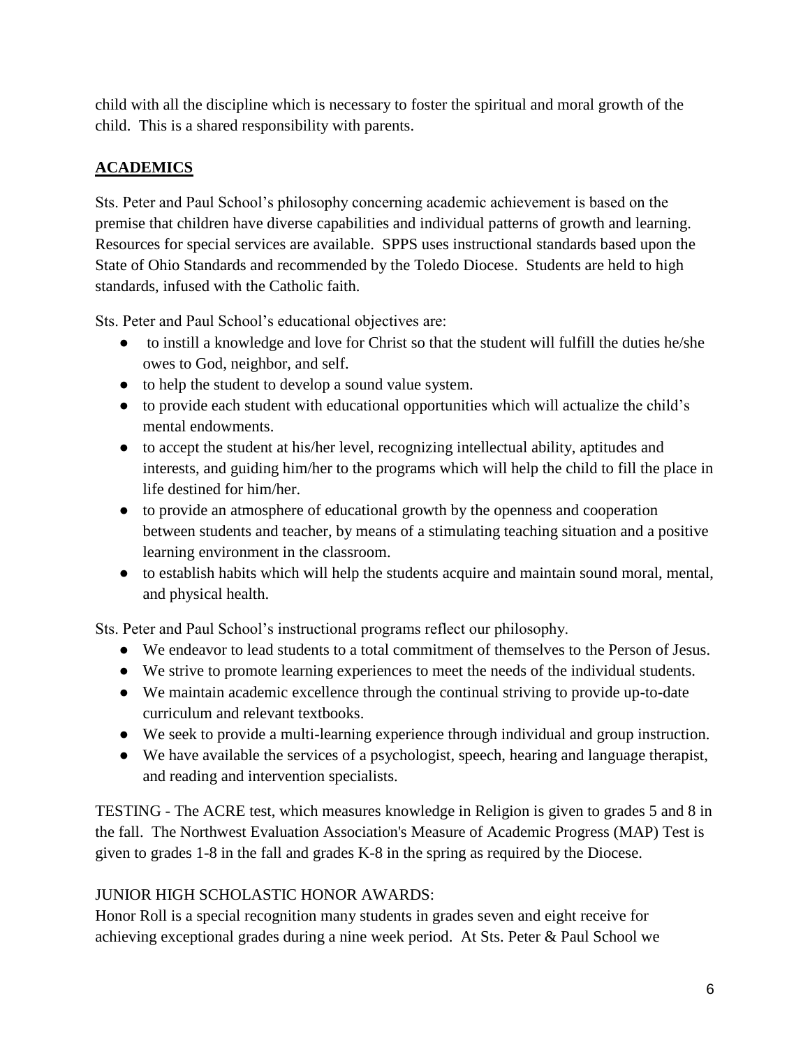child with all the discipline which is necessary to foster the spiritual and moral growth of the child. This is a shared responsibility with parents.

## ACADEMICS

Sts. Peter and Paul School's philosophy concerning academic achievement is based on the premise that children have diverse capabilities and individual patterns of growth and learning. Resources for special services are available. SPPS uses instructional standards based upon the State of Ohio Standards and recommended by the Toledo Diocese. Students are held to high standards, infused with the Catholic faith.

Sts. Peter and Paul School's educational objectives are:

- to instill a knowledge and love for Christ so that the student will fulfill the duties he/she owes to God, neighbor, and self.
- to help the student to develop a sound value system.
- to provide each student with educational opportunities which will actualize the child's mental endowments.
- to accept the student at his/her level, recognizing intellectual ability, aptitudes and interests, and guiding him/her to the programs which will help the child to fill the place in life destined for him/her.
- to provide an atmosphere of educational growth by the openness and cooperation between students and teacher, by means of a stimulating teaching situation and a positive learning environment in the classroom.
- to establish habits which will help the students acquire and maintain sound moral, mental, and physical health.

Sts. Peter and Paul School's instructional programs reflect our philosophy.

- We endeavor to lead students to a total commitment of themselves to the Person of Jesus.
- We strive to promote learning experiences to meet the needs of the individual students.
- We maintain academic excellence through the continual striving to provide up-to-date curriculum and relevant textbooks.
- We seek to provide a multi-learning experience through individual and group instruction.
- We have available the services of a psychologist, speech, hearing and language therapist, and reading and intervention specialists.

TESTING - The ACRE test, which measures knowledge in Religion is given to grades 5 and 8 in the fall. The Northwest Evaluation Association's Measure of Academic Progress (MAP) Test is given to grades 1-8 in the fall and grades K-8 in the spring as required by the Diocese.

JUNIOR HIGH SCHOLASTIC HONOR AWARDS:
Honor Roll is a special recognition many students in grades seven and eight receive for achieving exceptional grades during a nine week period. At Sts. Peter & Paul School we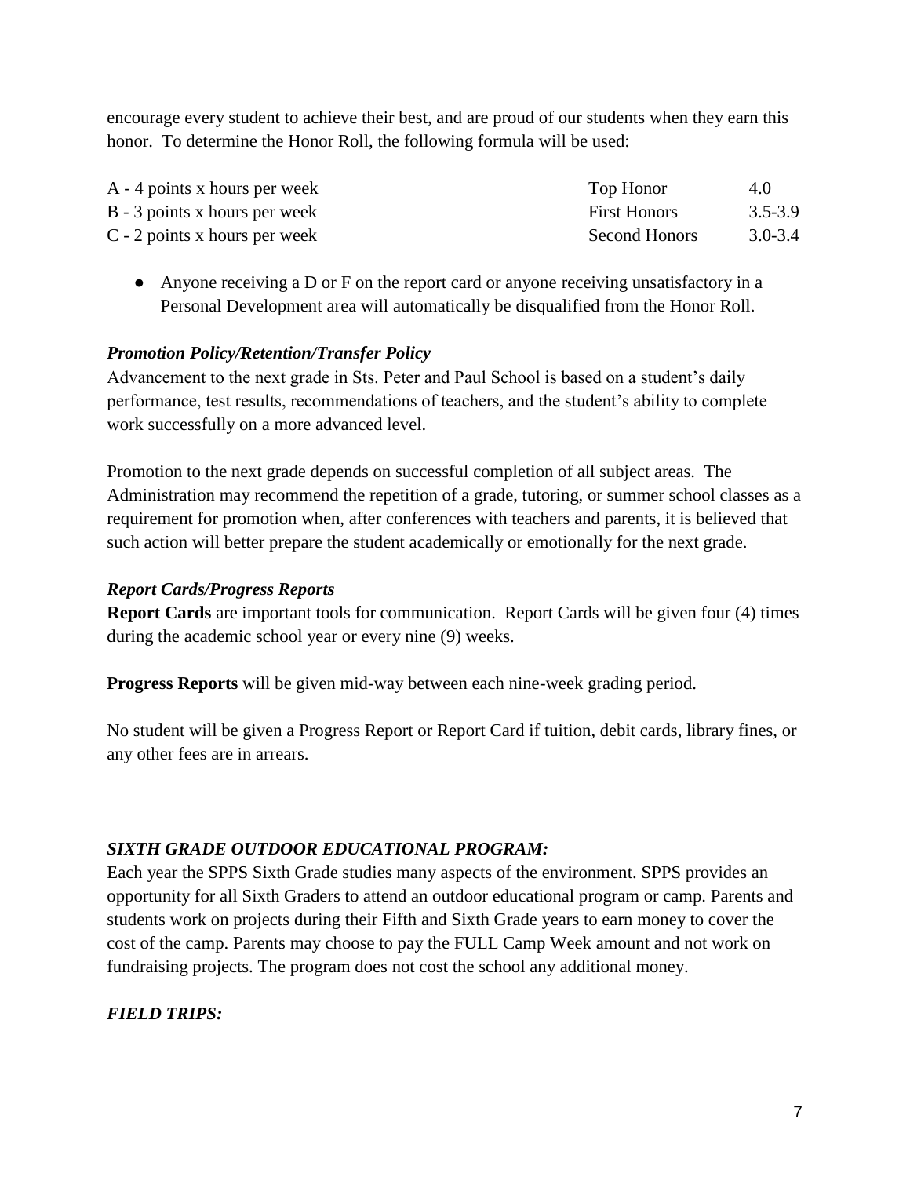encourage every student to achieve their best, and are proud of our students when they earn this honor. To determine the Honor Roll, the following formula will be used:

| | | |
|---|---|---|
| A - 4 points x hours per week | Top Honor | 4.0 |
| B - 3 points x hours per week | First Honors | 3.5-3.9 |
| C - 2 points x hours per week | Second Honors | 3.0-3.4 |

- Anyone receiving a D or F on the report card or anyone receiving unsatisfactory in a Personal Development area will automatically be disqualified from the Honor Roll.

### *Promotion Policy/Retention/Transfer Policy*

Advancement to the next grade in Sts. Peter and Paul School is based on a student's daily performance, test results, recommendations of teachers, and the student's ability to complete work successfully on a more advanced level.

Promotion to the next grade depends on successful completion of all subject areas. The Administration may recommend the repetition of a grade, tutoring, or summer school classes as a requirement for promotion when, after conferences with teachers and parents, it is believed that such action will better prepare the student academically or emotionally for the next grade.

### *Report Cards/Progress Reports*

**Report Cards** are important tools for communication. Report Cards will be given four (4) times during the academic school year or every nine (9) weeks.

**Progress Reports** will be given mid-way between each nine-week grading period.

No student will be given a Progress Report or Report Card if tuition, debit cards, library fines, or any other fees are in arrears.

### *SIXTH GRADE OUTDOOR EDUCATIONAL PROGRAM:*

Each year the SPPS Sixth Grade studies many aspects of the environment. SPPS provides an opportunity for all Sixth Graders to attend an outdoor educational program or camp. Parents and students work on projects during their Fifth and Sixth Grade years to earn money to cover the cost of the camp. Parents may choose to pay the FULL Camp Week amount and not work on fundraising projects. The program does not cost the school any additional money.

### *FIELD TRIPS:*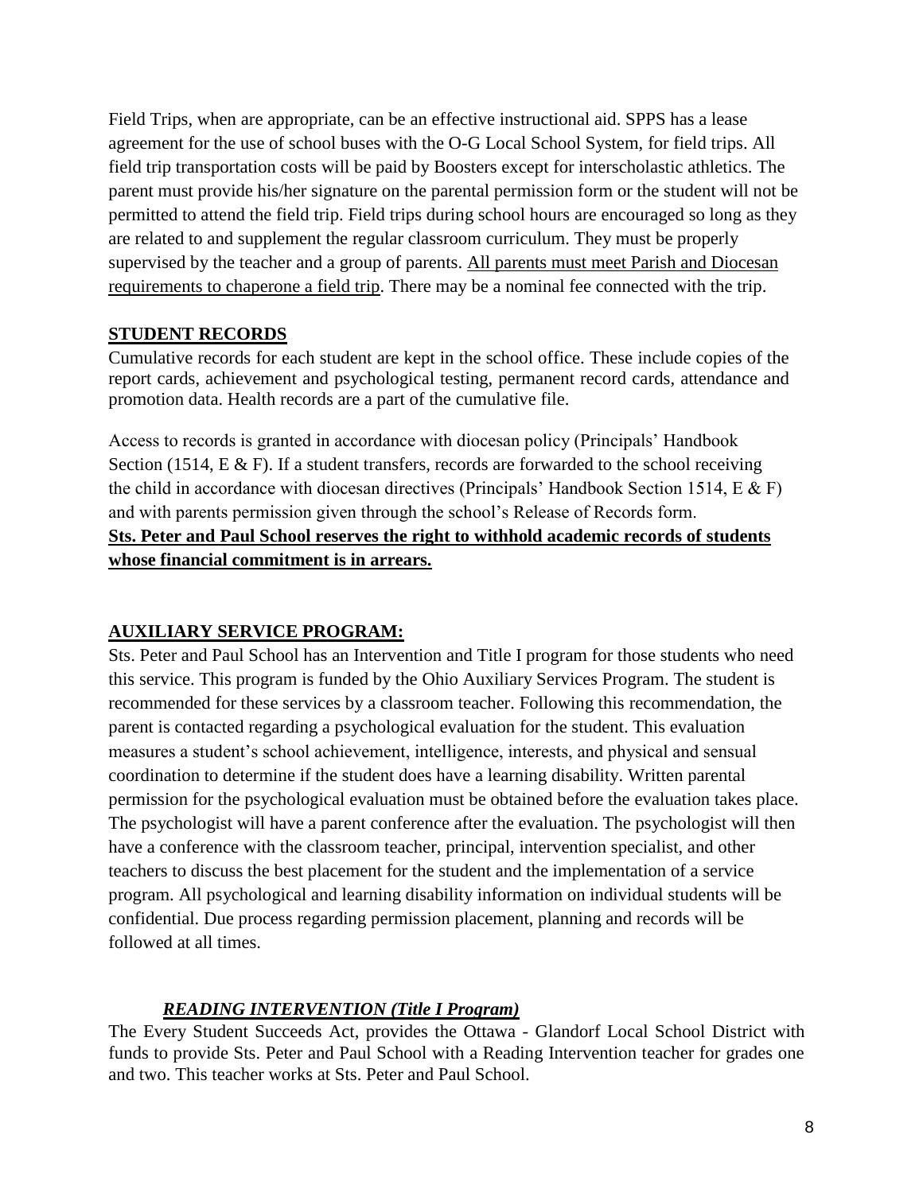Field Trips, when are appropriate, can be an effective instructional aid. SPPS has a lease agreement for the use of school buses with the O-G Local School System, for field trips. All field trip transportation costs will be paid by Boosters except for interscholastic athletics. The parent must provide his/her signature on the parental permission form or the student will not be permitted to attend the field trip. Field trips during school hours are encouraged so long as they are related to and supplement the regular classroom curriculum. They must be properly supervised by the teacher and a group of parents. <u>All parents must meet Parish and Diocesan requirements to chaperone a field trip</u>. There may be a nominal fee connected with the trip.

## STUDENT RECORDS

Cumulative records for each student are kept in the school office. These include copies of the report cards, achievement and psychological testing, permanent record cards, attendance and promotion data. Health records are a part of the cumulative file.

Access to records is granted in accordance with diocesan policy (Principals' Handbook Section (1514, E & F). If a student transfers, records are forwarded to the school receiving the child in accordance with diocesan directives (Principals' Handbook Section 1514, E & F) and with parents permission given through the school's Release of Records form.

**<u>Sts. Peter and Paul School reserves the right to withhold academic records of students whose financial commitment is in arrears.</u>**

## AUXILIARY SERVICE PROGRAM:

Sts. Peter and Paul School has an Intervention and Title I program for those students who need this service. This program is funded by the Ohio Auxiliary Services Program. The student is recommended for these services by a classroom teacher. Following this recommendation, the parent is contacted regarding a psychological evaluation for the student. This evaluation measures a student's school achievement, intelligence, interests, and physical and sensual coordination to determine if the student does have a learning disability. Written parental permission for the psychological evaluation must be obtained before the evaluation takes place. The psychologist will have a parent conference after the evaluation. The psychologist will then have a conference with the classroom teacher, principal, intervention specialist, and other teachers to discuss the best placement for the student and the implementation of a service program. All psychological and learning disability information on individual students will be confidential. Due process regarding permission placement, planning and records will be followed at all times.

### *READING INTERVENTION (Title I Program)*

The Every Student Succeeds Act, provides the Ottawa - Glandorf Local School District with funds to provide Sts. Peter and Paul School with a Reading Intervention teacher for grades one and two. This teacher works at Sts. Peter and Paul School.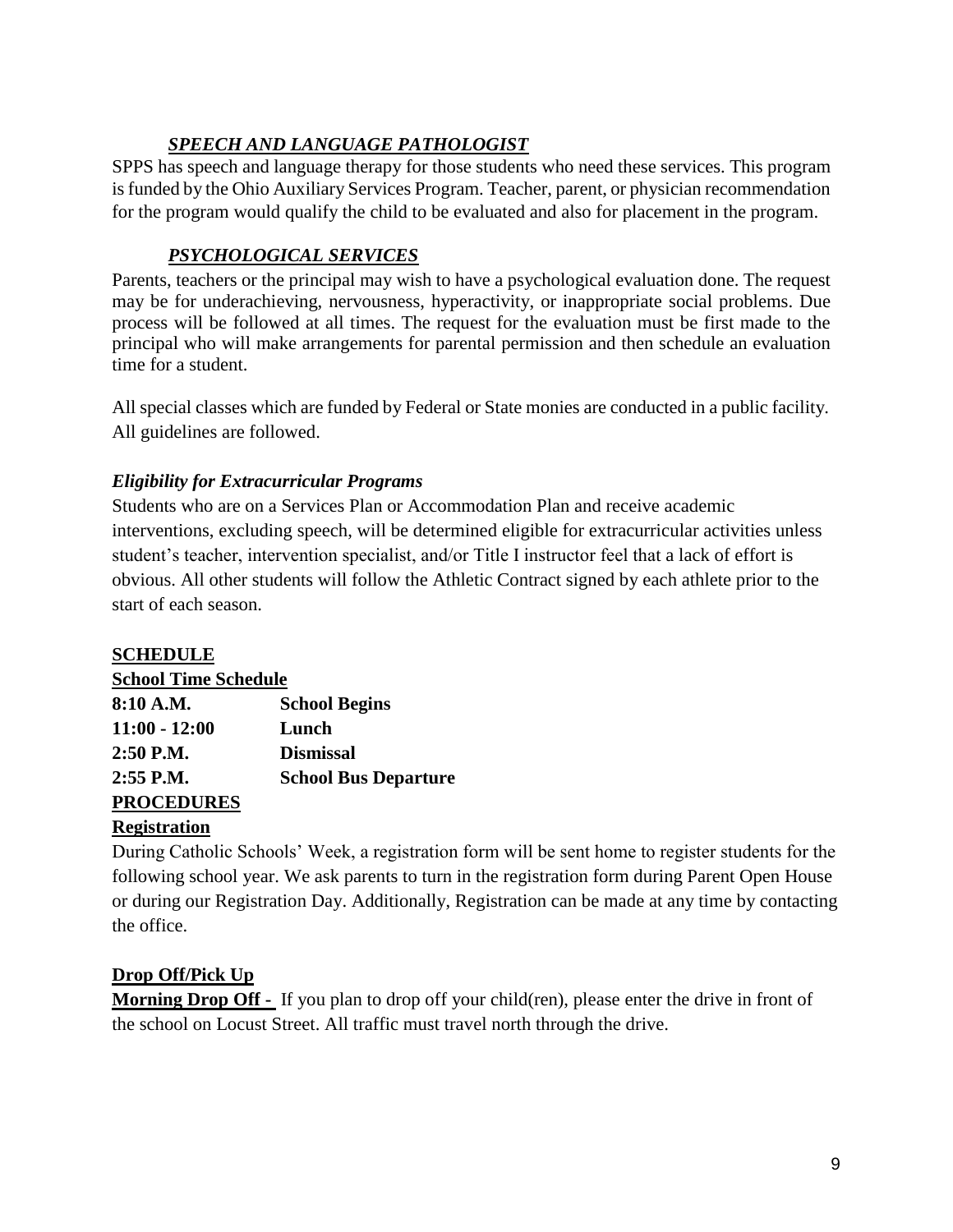### *SPEECH AND LANGUAGE PATHOLOGIST*

SPPS has speech and language therapy for those students who need these services. This program is funded by the Ohio Auxiliary Services Program. Teacher, parent, or physician recommendation for the program would qualify the child to be evaluated and also for placement in the program.

### *PSYCHOLOGICAL SERVICES*

Parents, teachers or the principal may wish to have a psychological evaluation done. The request may be for underachieving, nervousness, hyperactivity, or inappropriate social problems. Due process will be followed at all times. The request for the evaluation must be first made to the principal who will make arrangements for parental permission and then schedule an evaluation time for a student.

All special classes which are funded by Federal or State monies are conducted in a public facility. All guidelines are followed.

***Eligibility for Extracurricular Programs***

Students who are on a Services Plan or Accommodation Plan and receive academic interventions, excluding speech, will be determined eligible for extracurricular activities unless student's teacher, intervention specialist, and/or Title I instructor feel that a lack of effort is obvious. All other students will follow the Athletic Contract signed by each athlete prior to the start of each season.

## SCHEDULE

**School Time Schedule**

| | |
|---|---|
| **8:10 A.M.** | **School Begins** |
| **11:00 - 12:00** | **Lunch** |
| **2:50 P.M.** | **Dismissal** |
| **2:55 P.M.** | **School Bus Departure** |

## PROCEDURES

**Registration**

During Catholic Schools' Week, a registration form will be sent home to register students for the following school year. We ask parents to turn in the registration form during Parent Open House or during our Registration Day. Additionally, Registration can be made at any time by contacting the office.

**Drop Off/Pick Up**

**Morning Drop Off -** If you plan to drop off your child(ren), please enter the drive in front of the school on Locust Street. All traffic must travel north through the drive.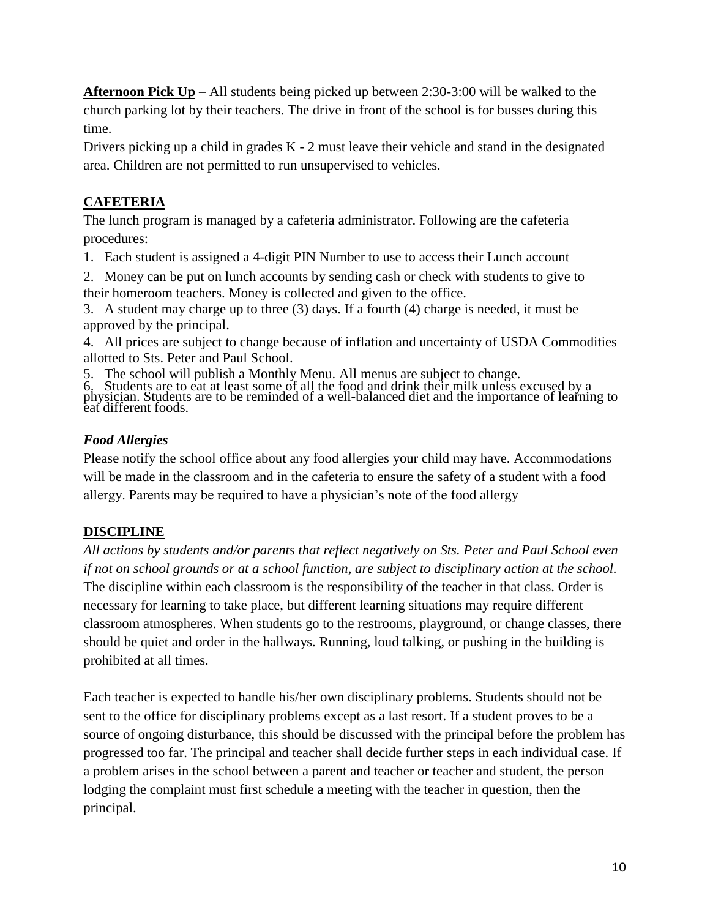**Afternoon Pick Up** – All students being picked up between 2:30-3:00 will be walked to the church parking lot by their teachers. The drive in front of the school is for busses during this time.

Drivers picking up a child in grades K - 2 must leave their vehicle and stand in the designated area. Children are not permitted to run unsupervised to vehicles.

## CAFETERIA

The lunch program is managed by a cafeteria administrator. Following are the cafeteria procedures:

1. Each student is assigned a 4-digit PIN Number to use to access their Lunch account
2. Money can be put on lunch accounts by sending cash or check with students to give to their homeroom teachers. Money is collected and given to the office.
3. A student may charge up to three (3) days. If a fourth (4) charge is needed, it must be approved by the principal.
4. All prices are subject to change because of inflation and uncertainty of USDA Commodities allotted to Sts. Peter and Paul School.
5. The school will publish a Monthly Menu. All menus are subject to change.
6. Students are to eat at least some of all the food and drink their milk unless excused by a physician. Students are to be reminded of a well-balanced diet and the importance of learning to eat different foods.

### *Food Allergies*

Please notify the school office about any food allergies your child may have. Accommodations will be made in the classroom and in the cafeteria to ensure the safety of a student with a food allergy. Parents may be required to have a physician's note of the food allergy

## DISCIPLINE

*All actions by students and/or parents that reflect negatively on Sts. Peter and Paul School even if not on school grounds or at a school function, are subject to disciplinary action at the school.* The discipline within each classroom is the responsibility of the teacher in that class. Order is necessary for learning to take place, but different learning situations may require different classroom atmospheres. When students go to the restrooms, playground, or change classes, there should be quiet and order in the hallways. Running, loud talking, or pushing in the building is prohibited at all times.

Each teacher is expected to handle his/her own disciplinary problems. Students should not be sent to the office for disciplinary problems except as a last resort. If a student proves to be a source of ongoing disturbance, this should be discussed with the principal before the problem has progressed too far. The principal and teacher shall decide further steps in each individual case. If a problem arises in the school between a parent and teacher or teacher and student, the person lodging the complaint must first schedule a meeting with the teacher in question, then the principal.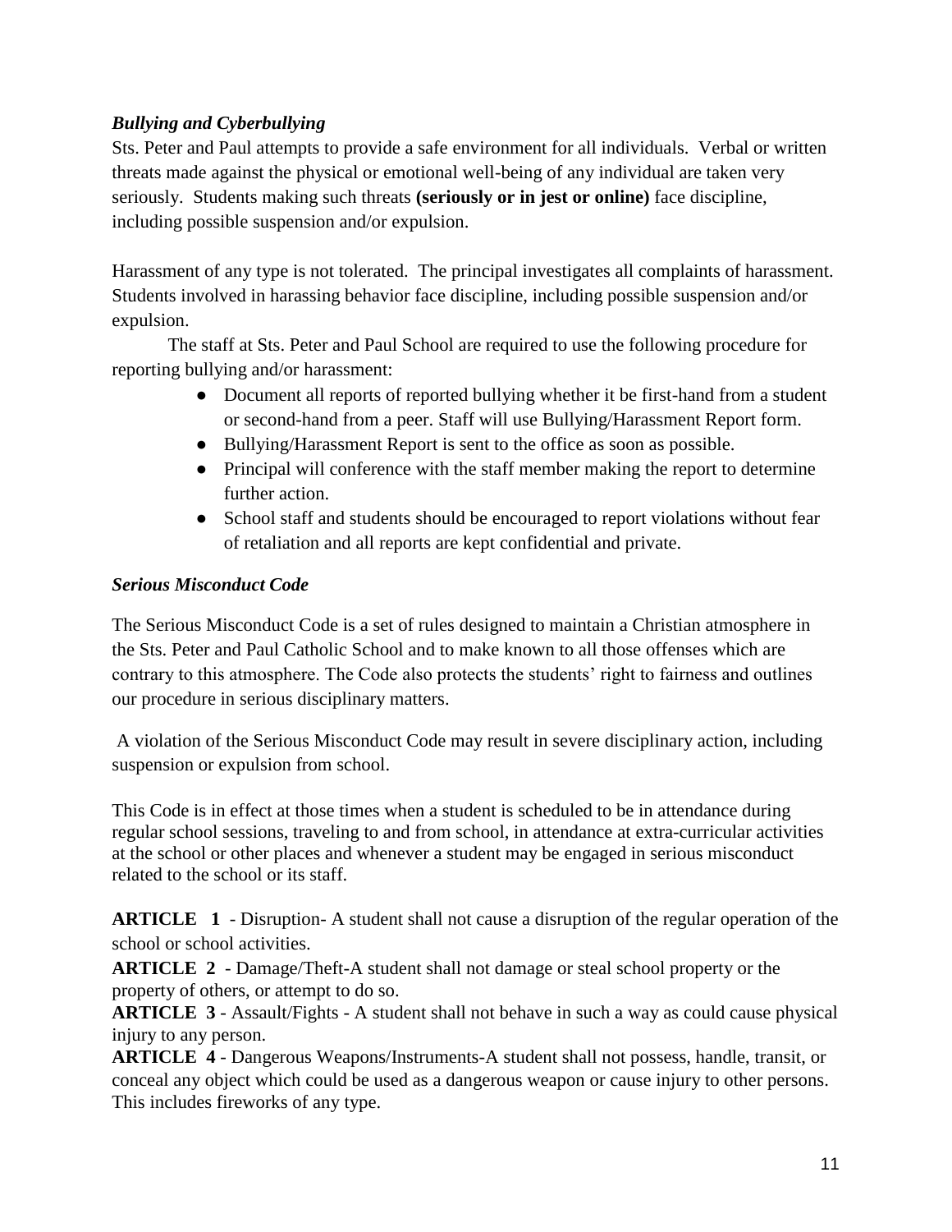### *Bullying and Cyberbullying*

Sts. Peter and Paul attempts to provide a safe environment for all individuals. Verbal or written threats made against the physical or emotional well-being of any individual are taken very seriously. Students making such threats **(seriously or in jest or online)** face discipline, including possible suspension and/or expulsion.

Harassment of any type is not tolerated. The principal investigates all complaints of harassment. Students involved in harassing behavior face discipline, including possible suspension and/or expulsion.

The staff at Sts. Peter and Paul School are required to use the following procedure for reporting bullying and/or harassment:

- Document all reports of reported bullying whether it be first-hand from a student or second-hand from a peer. Staff will use Bullying/Harassment Report form.
- Bullying/Harassment Report is sent to the office as soon as possible.
- Principal will conference with the staff member making the report to determine further action.
- School staff and students should be encouraged to report violations without fear of retaliation and all reports are kept confidential and private.

### *Serious Misconduct Code*

The Serious Misconduct Code is a set of rules designed to maintain a Christian atmosphere in the Sts. Peter and Paul Catholic School and to make known to all those offenses which are contrary to this atmosphere. The Code also protects the students' right to fairness and outlines our procedure in serious disciplinary matters.

A violation of the Serious Misconduct Code may result in severe disciplinary action, including suspension or expulsion from school.

This Code is in effect at those times when a student is scheduled to be in attendance during regular school sessions, traveling to and from school, in attendance at extra-curricular activities at the school or other places and whenever a student may be engaged in serious misconduct related to the school or its staff.

**ARTICLE 1** - Disruption- A student shall not cause a disruption of the regular operation of the school or school activities.

**ARTICLE 2** - Damage/Theft-A student shall not damage or steal school property or the property of others, or attempt to do so.

**ARTICLE 3** - Assault/Fights - A student shall not behave in such a way as could cause physical injury to any person.

**ARTICLE 4** - Dangerous Weapons/Instruments-A student shall not possess, handle, transit, or conceal any object which could be used as a dangerous weapon or cause injury to other persons. This includes fireworks of any type.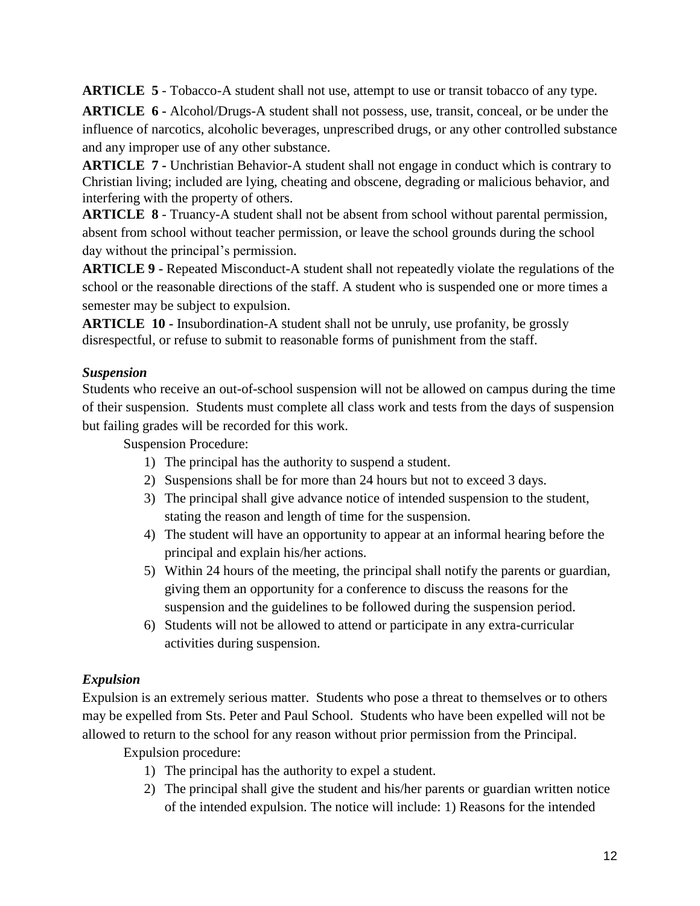**ARTICLE 5** - Tobacco-A student shall not use, attempt to use or transit tobacco of any type.

**ARTICLE 6 -** Alcohol/Drugs-A student shall not possess, use, transit, conceal, or be under the influence of narcotics, alcoholic beverages, unprescribed drugs, or any other controlled substance and any improper use of any other substance.

**ARTICLE 7 -** Unchristian Behavior-A student shall not engage in conduct which is contrary to Christian living; included are lying, cheating and obscene, degrading or malicious behavior, and interfering with the property of others.

**ARTICLE 8** - Truancy-A student shall not be absent from school without parental permission, absent from school without teacher permission, or leave the school grounds during the school day without the principal's permission.

**ARTICLE 9 -** Repeated Misconduct-A student shall not repeatedly violate the regulations of the school or the reasonable directions of the staff. A student who is suspended one or more times a semester may be subject to expulsion.

**ARTICLE 10 -** Insubordination-A student shall not be unruly, use profanity, be grossly disrespectful, or refuse to submit to reasonable forms of punishment from the staff.

***Suspension***

Students who receive an out-of-school suspension will not be allowed on campus during the time of their suspension. Students must complete all class work and tests from the days of suspension but failing grades will be recorded for this work.

Suspension Procedure:

1) The principal has the authority to suspend a student.
2) Suspensions shall be for more than 24 hours but not to exceed 3 days.
3) The principal shall give advance notice of intended suspension to the student, stating the reason and length of time for the suspension.
4) The student will have an opportunity to appear at an informal hearing before the principal and explain his/her actions.
5) Within 24 hours of the meeting, the principal shall notify the parents or guardian, giving them an opportunity for a conference to discuss the reasons for the suspension and the guidelines to be followed during the suspension period.
6) Students will not be allowed to attend or participate in any extra-curricular activities during suspension.

***Expulsion***

Expulsion is an extremely serious matter. Students who pose a threat to themselves or to others may be expelled from Sts. Peter and Paul School. Students who have been expelled will not be allowed to return to the school for any reason without prior permission from the Principal.

Expulsion procedure:

1) The principal has the authority to expel a student.
2) The principal shall give the student and his/her parents or guardian written notice of the intended expulsion. The notice will include: 1) Reasons for the intended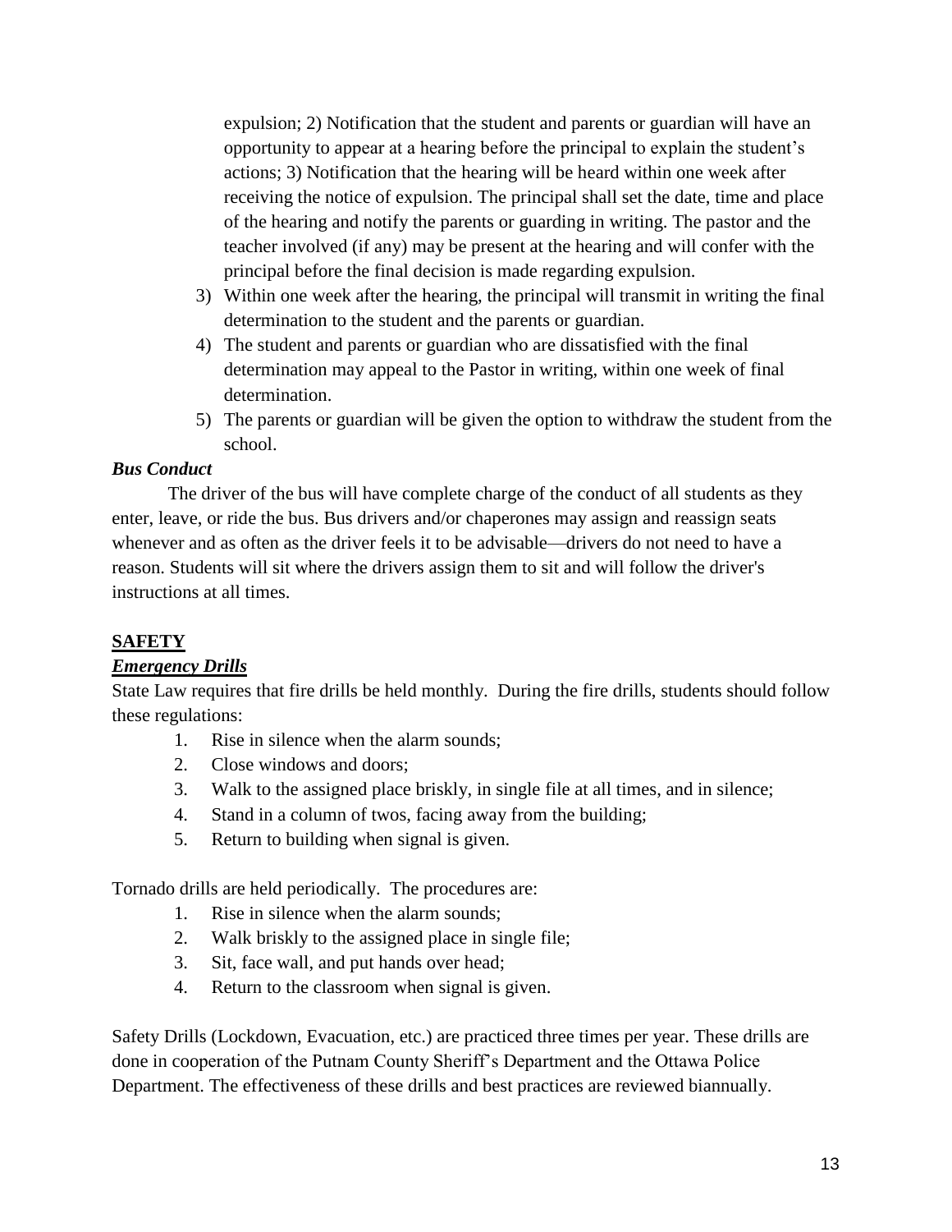expulsion; 2) Notification that the student and parents or guardian will have an opportunity to appear at a hearing before the principal to explain the student's actions; 3) Notification that the hearing will be heard within one week after receiving the notice of expulsion. The principal shall set the date, time and place of the hearing and notify the parents or guarding in writing. The pastor and the teacher involved (if any) may be present at the hearing and will confer with the principal before the final decision is made regarding expulsion.

3) Within one week after the hearing, the principal will transmit in writing the final determination to the student and the parents or guardian.
4) The student and parents or guardian who are dissatisfied with the final determination may appeal to the Pastor in writing, within one week of final determination.
5) The parents or guardian will be given the option to withdraw the student from the school.

***Bus Conduct***

The driver of the bus will have complete charge of the conduct of all students as they enter, leave, or ride the bus. Bus drivers and/or chaperones may assign and reassign seats whenever and as often as the driver feels it to be advisable—drivers do not need to have a reason. Students will sit where the drivers assign them to sit and will follow the driver's instructions at all times.

## SAFETY

***Emergency Drills***

State Law requires that fire drills be held monthly. During the fire drills, students should follow these regulations:

1. Rise in silence when the alarm sounds;
2. Close windows and doors;
3. Walk to the assigned place briskly, in single file at all times, and in silence;
4. Stand in a column of twos, facing away from the building;
5. Return to building when signal is given.

Tornado drills are held periodically. The procedures are:

1. Rise in silence when the alarm sounds;
2. Walk briskly to the assigned place in single file;
3. Sit, face wall, and put hands over head;
4. Return to the classroom when signal is given.

Safety Drills (Lockdown, Evacuation, etc.) are practiced three times per year. These drills are done in cooperation of the Putnam County Sheriff's Department and the Ottawa Police Department. The effectiveness of these drills and best practices are reviewed biannually.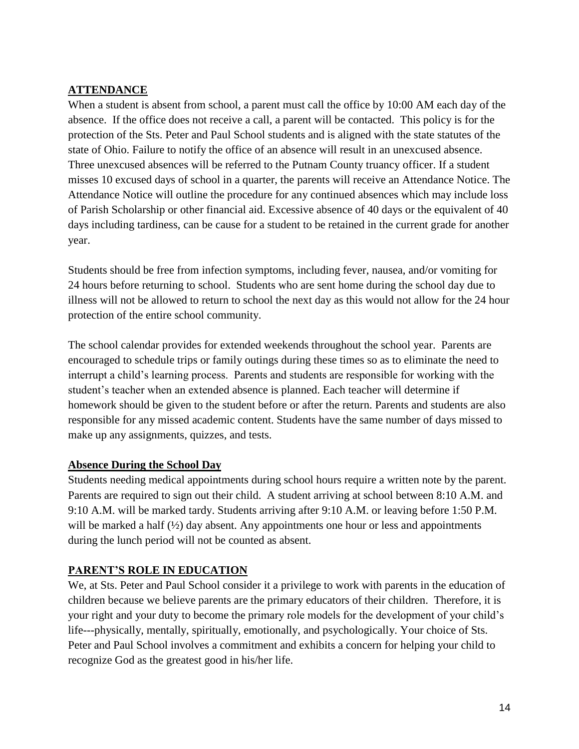## ATTENDANCE

When a student is absent from school, a parent must call the office by 10:00 AM each day of the absence. If the office does not receive a call, a parent will be contacted. This policy is for the protection of the Sts. Peter and Paul School students and is aligned with the state statutes of the state of Ohio. Failure to notify the office of an absence will result in an unexcused absence. Three unexcused absences will be referred to the Putnam County truancy officer. If a student misses 10 excused days of school in a quarter, the parents will receive an Attendance Notice. The Attendance Notice will outline the procedure for any continued absences which may include loss of Parish Scholarship or other financial aid. Excessive absence of 40 days or the equivalent of 40 days including tardiness, can be cause for a student to be retained in the current grade for another year.

Students should be free from infection symptoms, including fever, nausea, and/or vomiting for 24 hours before returning to school. Students who are sent home during the school day due to illness will not be allowed to return to school the next day as this would not allow for the 24 hour protection of the entire school community.

The school calendar provides for extended weekends throughout the school year. Parents are encouraged to schedule trips or family outings during these times so as to eliminate the need to interrupt a child's learning process. Parents and students are responsible for working with the student's teacher when an extended absence is planned. Each teacher will determine if homework should be given to the student before or after the return. Parents and students are also responsible for any missed academic content. Students have the same number of days missed to make up any assignments, quizzes, and tests.

### Absence During the School Day

Students needing medical appointments during school hours require a written note by the parent. Parents are required to sign out their child. A student arriving at school between 8:10 A.M. and 9:10 A.M. will be marked tardy. Students arriving after 9:10 A.M. or leaving before 1:50 P.M. will be marked a half (½) day absent. Any appointments one hour or less and appointments during the lunch period will not be counted as absent.

## PARENT'S ROLE IN EDUCATION

We, at Sts. Peter and Paul School consider it a privilege to work with parents in the education of children because we believe parents are the primary educators of their children. Therefore, it is your right and your duty to become the primary role models for the development of your child's life---physically, mentally, spiritually, emotionally, and psychologically. Your choice of Sts. Peter and Paul School involves a commitment and exhibits a concern for helping your child to recognize God as the greatest good in his/her life.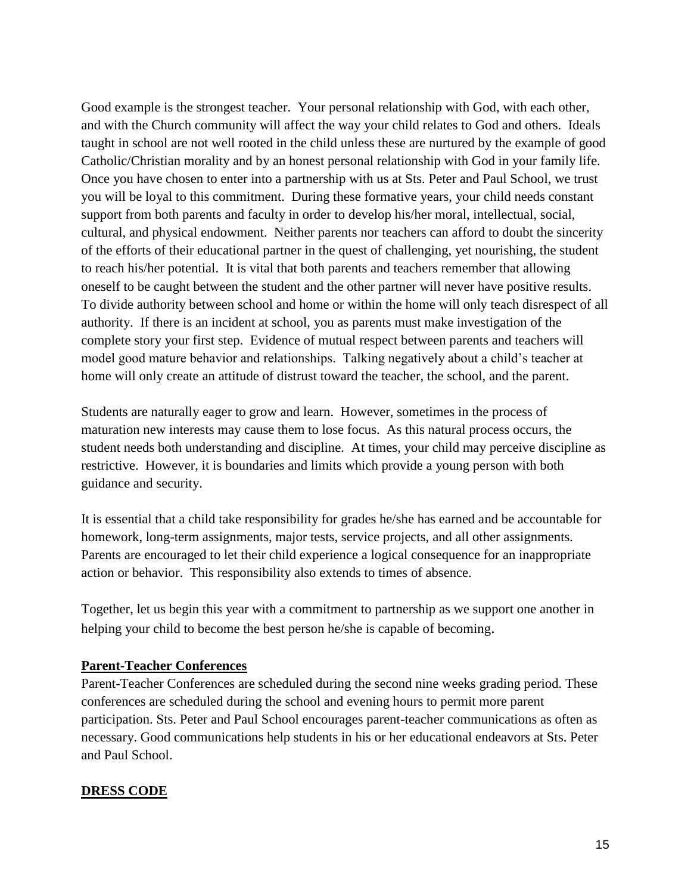Good example is the strongest teacher. Your personal relationship with God, with each other, and with the Church community will affect the way your child relates to God and others. Ideals taught in school are not well rooted in the child unless these are nurtured by the example of good Catholic/Christian morality and by an honest personal relationship with God in your family life. Once you have chosen to enter into a partnership with us at Sts. Peter and Paul School, we trust you will be loyal to this commitment. During these formative years, your child needs constant support from both parents and faculty in order to develop his/her moral, intellectual, social, cultural, and physical endowment. Neither parents nor teachers can afford to doubt the sincerity of the efforts of their educational partner in the quest of challenging, yet nourishing, the student to reach his/her potential. It is vital that both parents and teachers remember that allowing oneself to be caught between the student and the other partner will never have positive results. To divide authority between school and home or within the home will only teach disrespect of all authority. If there is an incident at school, you as parents must make investigation of the complete story your first step. Evidence of mutual respect between parents and teachers will model good mature behavior and relationships. Talking negatively about a child's teacher at home will only create an attitude of distrust toward the teacher, the school, and the parent.

Students are naturally eager to grow and learn. However, sometimes in the process of maturation new interests may cause them to lose focus. As this natural process occurs, the student needs both understanding and discipline. At times, your child may perceive discipline as restrictive. However, it is boundaries and limits which provide a young person with both guidance and security.

It is essential that a child take responsibility for grades he/she has earned and be accountable for homework, long-term assignments, major tests, service projects, and all other assignments. Parents are encouraged to let their child experience a logical consequence for an inappropriate action or behavior. This responsibility also extends to times of absence.

Together, let us begin this year with a commitment to partnership as we support one another in helping your child to become the best person he/she is capable of becoming.

**Parent-Teacher Conferences**

Parent-Teacher Conferences are scheduled during the second nine weeks grading period. These conferences are scheduled during the school and evening hours to permit more parent participation. Sts. Peter and Paul School encourages parent-teacher communications as often as necessary. Good communications help students in his or her educational endeavors at Sts. Peter and Paul School.

**DRESS CODE**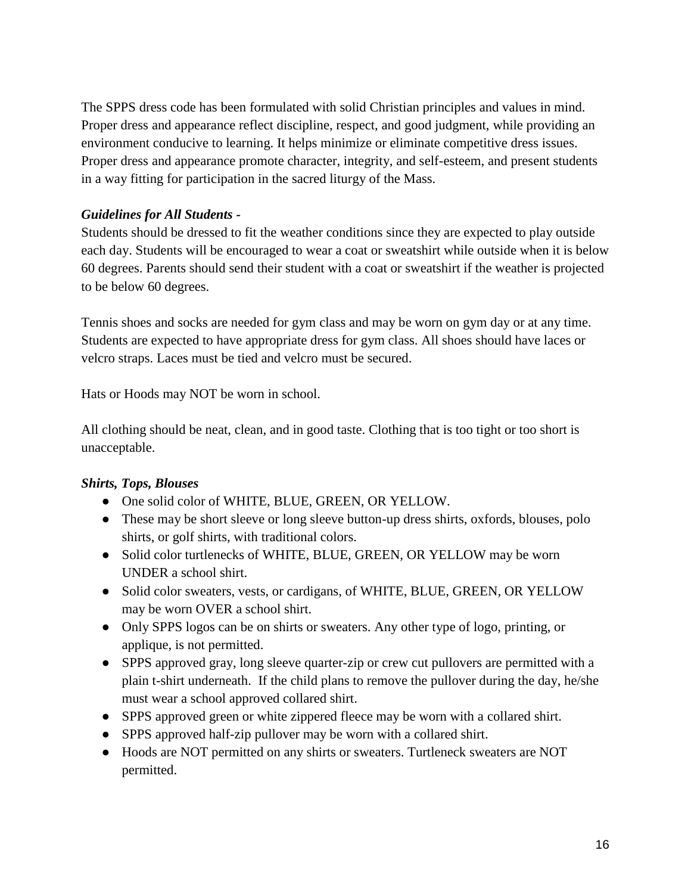The SPPS dress code has been formulated with solid Christian principles and values in mind. Proper dress and appearance reflect discipline, respect, and good judgment, while providing an environment conducive to learning. It helps minimize or eliminate competitive dress issues. Proper dress and appearance promote character, integrity, and self-esteem, and present students in a way fitting for participation in the sacred liturgy of the Mass.

***Guidelines for All Students -***

Students should be dressed to fit the weather conditions since they are expected to play outside each day. Students will be encouraged to wear a coat or sweatshirt while outside when it is below 60 degrees. Parents should send their student with a coat or sweatshirt if the weather is projected to be below 60 degrees.

Tennis shoes and socks are needed for gym class and may be worn on gym day or at any time. Students are expected to have appropriate dress for gym class. All shoes should have laces or velcro straps. Laces must be tied and velcro must be secured.

Hats or Hoods may NOT be worn in school.

All clothing should be neat, clean, and in good taste. Clothing that is too tight or too short is unacceptable.

***Shirts, Tops, Blouses***

- One solid color of WHITE, BLUE, GREEN, OR YELLOW.
- These may be short sleeve or long sleeve button-up dress shirts, oxfords, blouses, polo shirts, or golf shirts, with traditional colors.
- Solid color turtlenecks of WHITE, BLUE, GREEN, OR YELLOW may be worn UNDER a school shirt.
- Solid color sweaters, vests, or cardigans, of WHITE, BLUE, GREEN, OR YELLOW may be worn OVER a school shirt.
- Only SPPS logos can be on shirts or sweaters. Any other type of logo, printing, or applique, is not permitted.
- SPPS approved gray, long sleeve quarter-zip or crew cut pullovers are permitted with a plain t-shirt underneath. If the child plans to remove the pullover during the day, he/she must wear a school approved collared shirt.
- SPPS approved green or white zippered fleece may be worn with a collared shirt.
- SPPS approved half-zip pullover may be worn with a collared shirt.
- Hoods are NOT permitted on any shirts or sweaters. Turtleneck sweaters are NOT permitted.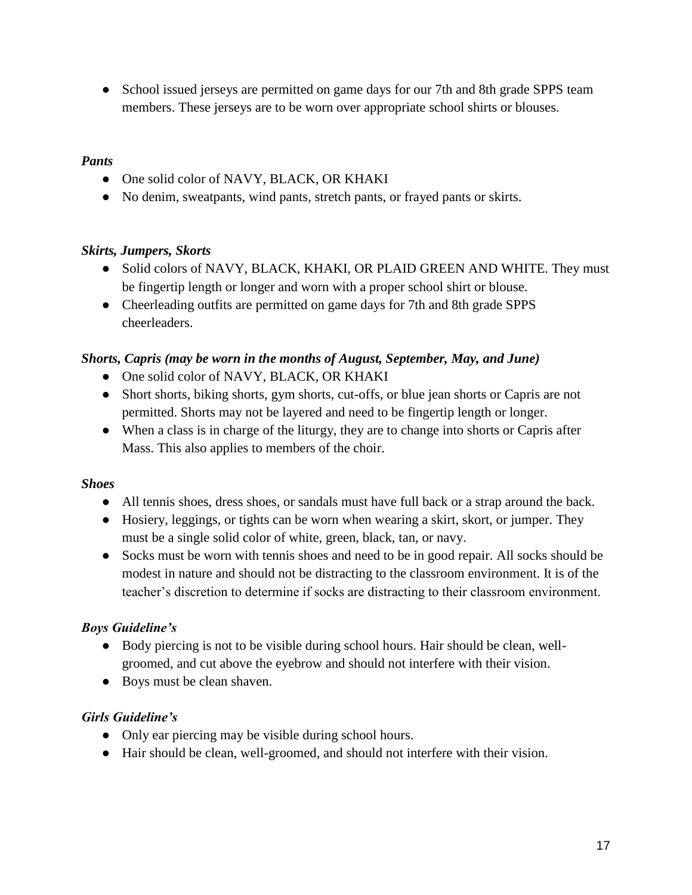- School issued jerseys are permitted on game days for our 7th and 8th grade SPPS team members. These jerseys are to be worn over appropriate school shirts or blouses.

***Pants***

- One solid color of NAVY, BLACK, OR KHAKI
- No denim, sweatpants, wind pants, stretch pants, or frayed pants or skirts.

***Skirts, Jumpers, Skorts***

- Solid colors of NAVY, BLACK, KHAKI, OR PLAID GREEN AND WHITE. They must be fingertip length or longer and worn with a proper school shirt or blouse.
- Cheerleading outfits are permitted on game days for 7th and 8th grade SPPS cheerleaders.

***Shorts, Capris (may be worn in the months of August, September, May, and June)***

- One solid color of NAVY, BLACK, OR KHAKI
- Short shorts, biking shorts, gym shorts, cut-offs, or blue jean shorts or Capris are not permitted. Shorts may not be layered and need to be fingertip length or longer.
- When a class is in charge of the liturgy, they are to change into shorts or Capris after Mass. This also applies to members of the choir.

***Shoes***

- All tennis shoes, dress shoes, or sandals must have full back or a strap around the back.
- Hosiery, leggings, or tights can be worn when wearing a skirt, skort, or jumper. They must be a single solid color of white, green, black, tan, or navy.
- Socks must be worn with tennis shoes and need to be in good repair. All socks should be modest in nature and should not be distracting to the classroom environment. It is of the teacher's discretion to determine if socks are distracting to their classroom environment.

***Boys Guideline's***

- Body piercing is not to be visible during school hours. Hair should be clean, well-groomed, and cut above the eyebrow and should not interfere with their vision.
- Boys must be clean shaven.

***Girls Guideline's***

- Only ear piercing may be visible during school hours.
- Hair should be clean, well-groomed, and should not interfere with their vision.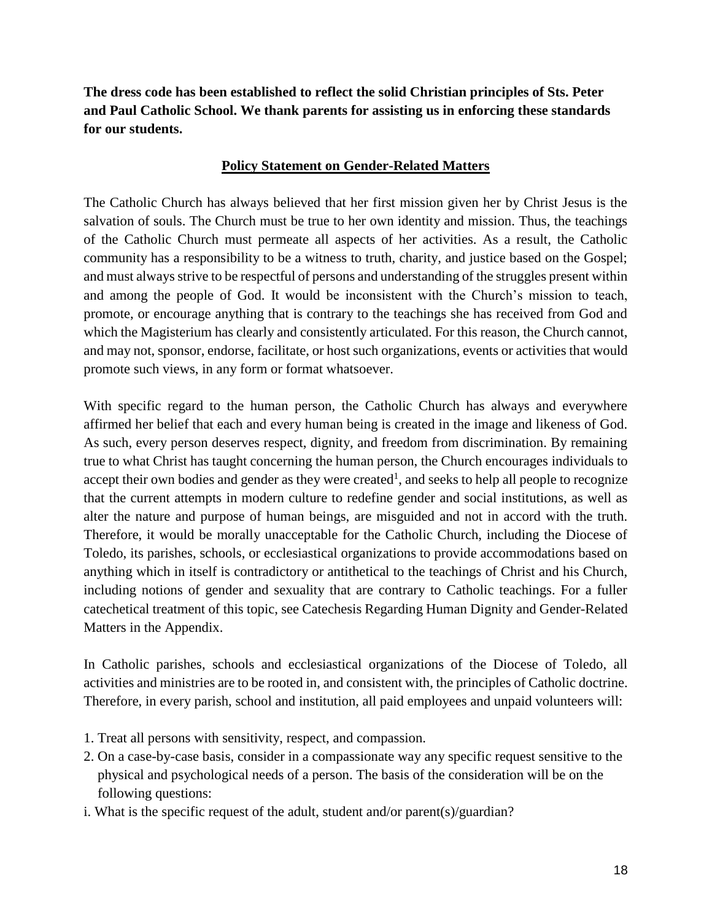**The dress code has been established to reflect the solid Christian principles of Sts. Peter and Paul Catholic School. We thank parents for assisting us in enforcing these standards for our students.**

## Policy Statement on Gender-Related Matters

The Catholic Church has always believed that her first mission given her by Christ Jesus is the salvation of souls. The Church must be true to her own identity and mission. Thus, the teachings of the Catholic Church must permeate all aspects of her activities. As a result, the Catholic community has a responsibility to be a witness to truth, charity, and justice based on the Gospel; and must always strive to be respectful of persons and understanding of the struggles present within and among the people of God. It would be inconsistent with the Church's mission to teach, promote, or encourage anything that is contrary to the teachings she has received from God and which the Magisterium has clearly and consistently articulated. For this reason, the Church cannot, and may not, sponsor, endorse, facilitate, or host such organizations, events or activities that would promote such views, in any form or format whatsoever.

With specific regard to the human person, the Catholic Church has always and everywhere affirmed her belief that each and every human being is created in the image and likeness of God. As such, every person deserves respect, dignity, and freedom from discrimination. By remaining true to what Christ has taught concerning the human person, the Church encourages individuals to accept their own bodies and gender as they were created[1], and seeks to help all people to recognize that the current attempts in modern culture to redefine gender and social institutions, as well as alter the nature and purpose of human beings, are misguided and not in accord with the truth. Therefore, it would be morally unacceptable for the Catholic Church, including the Diocese of Toledo, its parishes, schools, or ecclesiastical organizations to provide accommodations based on anything which in itself is contradictory or antithetical to the teachings of Christ and his Church, including notions of gender and sexuality that are contrary to Catholic teachings. For a fuller catechetical treatment of this topic, see Catechesis Regarding Human Dignity and Gender-Related Matters in the Appendix.

In Catholic parishes, schools and ecclesiastical organizations of the Diocese of Toledo, all activities and ministries are to be rooted in, and consistent with, the principles of Catholic doctrine. Therefore, in every parish, school and institution, all paid employees and unpaid volunteers will:

1. Treat all persons with sensitivity, respect, and compassion.
2. On a case-by-case basis, consider in a compassionate way any specific request sensitive to the physical and psychological needs of a person. The basis of the consideration will be on the following questions:

i. What is the specific request of the adult, student and/or parent(s)/guardian?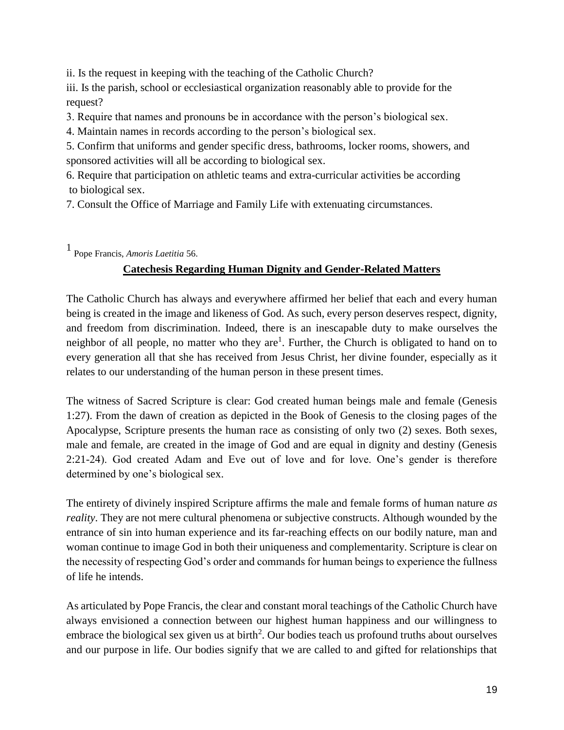ii. Is the request in keeping with the teaching of the Catholic Church?

iii. Is the parish, school or ecclesiastical organization reasonably able to provide for the request?

3. Require that names and pronouns be in accordance with the person's biological sex.
4. Maintain names in records according to the person's biological sex.
5. Confirm that uniforms and gender specific dress, bathrooms, locker rooms, showers, and sponsored activities will all be according to biological sex.
6. Require that participation on athletic teams and extra-curricular activities be according to biological sex.
7. Consult the Office of Marriage and Family Life with extenuating circumstances.

[1] Pope Francis, *Amoris Laetitia* 56.

## Catechesis Regarding Human Dignity and Gender-Related Matters

The Catholic Church has always and everywhere affirmed her belief that each and every human being is created in the image and likeness of God. As such, every person deserves respect, dignity, and freedom from discrimination. Indeed, there is an inescapable duty to make ourselves the neighbor of all people, no matter who they are[1]. Further, the Church is obligated to hand on to every generation all that she has received from Jesus Christ, her divine founder, especially as it relates to our understanding of the human person in these present times.

The witness of Sacred Scripture is clear: God created human beings male and female (Genesis 1:27). From the dawn of creation as depicted in the Book of Genesis to the closing pages of the Apocalypse, Scripture presents the human race as consisting of only two (2) sexes. Both sexes, male and female, are created in the image of God and are equal in dignity and destiny (Genesis 2:21-24). God created Adam and Eve out of love and for love. One's gender is therefore determined by one's biological sex.

The entirety of divinely inspired Scripture affirms the male and female forms of human nature *as reality*. They are not mere cultural phenomena or subjective constructs. Although wounded by the entrance of sin into human experience and its far-reaching effects on our bodily nature, man and woman continue to image God in both their uniqueness and complementarity. Scripture is clear on the necessity of respecting God's order and commands for human beings to experience the fullness of life he intends.

As articulated by Pope Francis, the clear and constant moral teachings of the Catholic Church have always envisioned a connection between our highest human happiness and our willingness to embrace the biological sex given us at birth[2]. Our bodies teach us profound truths about ourselves and our purpose in life. Our bodies signify that we are called to and gifted for relationships that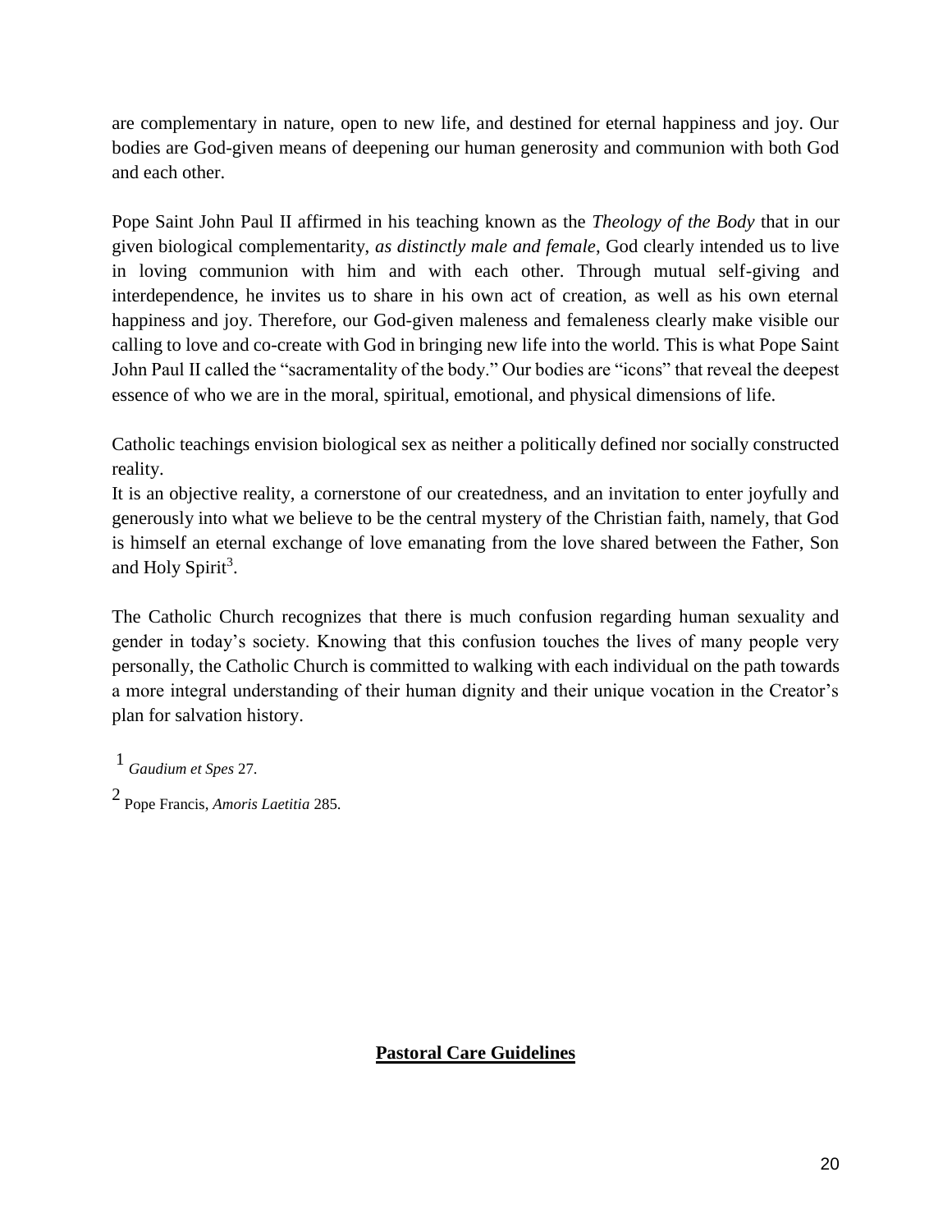are complementary in nature, open to new life, and destined for eternal happiness and joy. Our bodies are God-given means of deepening our human generosity and communion with both God and each other.

Pope Saint John Paul II affirmed in his teaching known as the *Theology of the Body* that in our given biological complementarity, *as distinctly male and female*, God clearly intended us to live in loving communion with him and with each other. Through mutual self-giving and interdependence, he invites us to share in his own act of creation, as well as his own eternal happiness and joy. Therefore, our God-given maleness and femaleness clearly make visible our calling to love and co-create with God in bringing new life into the world. This is what Pope Saint John Paul II called the "sacramentality of the body." Our bodies are "icons" that reveal the deepest essence of who we are in the moral, spiritual, emotional, and physical dimensions of life.

Catholic teachings envision biological sex as neither a politically defined nor socially constructed reality.
It is an objective reality, a cornerstone of our createdness, and an invitation to enter joyfully and generously into what we believe to be the central mystery of the Christian faith, namely, that God is himself an eternal exchange of love emanating from the love shared between the Father, Son and Holy Spirit[3].

The Catholic Church recognizes that there is much confusion regarding human sexuality and gender in today's society. Knowing that this confusion touches the lives of many people very personally, the Catholic Church is committed to walking with each individual on the path towards a more integral understanding of their human dignity and their unique vocation in the Creator's plan for salvation history.

1 *Gaudium et Spes* 27.

2 Pope Francis, *Amoris Laetitia* 285.

## **Pastoral Care Guidelines**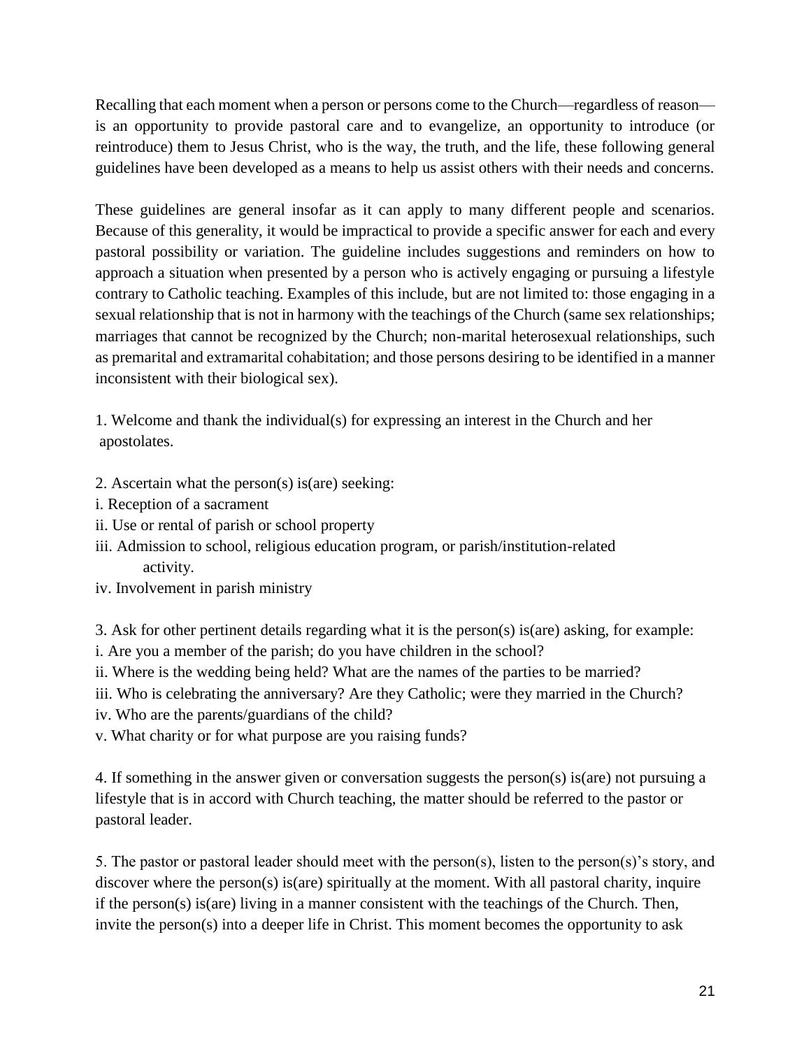Recalling that each moment when a person or persons come to the Church—regardless of reason—is an opportunity to provide pastoral care and to evangelize, an opportunity to introduce (or reintroduce) them to Jesus Christ, who is the way, the truth, and the life, these following general guidelines have been developed as a means to help us assist others with their needs and concerns.

These guidelines are general insofar as it can apply to many different people and scenarios. Because of this generality, it would be impractical to provide a specific answer for each and every pastoral possibility or variation. The guideline includes suggestions and reminders on how to approach a situation when presented by a person who is actively engaging or pursuing a lifestyle contrary to Catholic teaching. Examples of this include, but are not limited to: those engaging in a sexual relationship that is not in harmony with the teachings of the Church (same sex relationships; marriages that cannot be recognized by the Church; non-marital heterosexual relationships, such as premarital and extramarital cohabitation; and those persons desiring to be identified in a manner inconsistent with their biological sex).

1. Welcome and thank the individual(s) for expressing an interest in the Church and her apostolates.

2. Ascertain what the person(s) is(are) seeking:
i. Reception of a sacrament
ii. Use or rental of parish or school property
iii. Admission to school, religious education program, or parish/institution-related activity.
iv. Involvement in parish ministry

3. Ask for other pertinent details regarding what it is the person(s) is(are) asking, for example:
i. Are you a member of the parish; do you have children in the school?
ii. Where is the wedding being held? What are the names of the parties to be married?
iii. Who is celebrating the anniversary? Are they Catholic; were they married in the Church?
iv. Who are the parents/guardians of the child?
v. What charity or for what purpose are you raising funds?

4. If something in the answer given or conversation suggests the person(s) is(are) not pursuing a lifestyle that is in accord with Church teaching, the matter should be referred to the pastor or pastoral leader.

5. The pastor or pastoral leader should meet with the person(s), listen to the person(s)'s story, and discover where the person(s) is(are) spiritually at the moment. With all pastoral charity, inquire if the person(s) is(are) living in a manner consistent with the teachings of the Church. Then, invite the person(s) into a deeper life in Christ. This moment becomes the opportunity to ask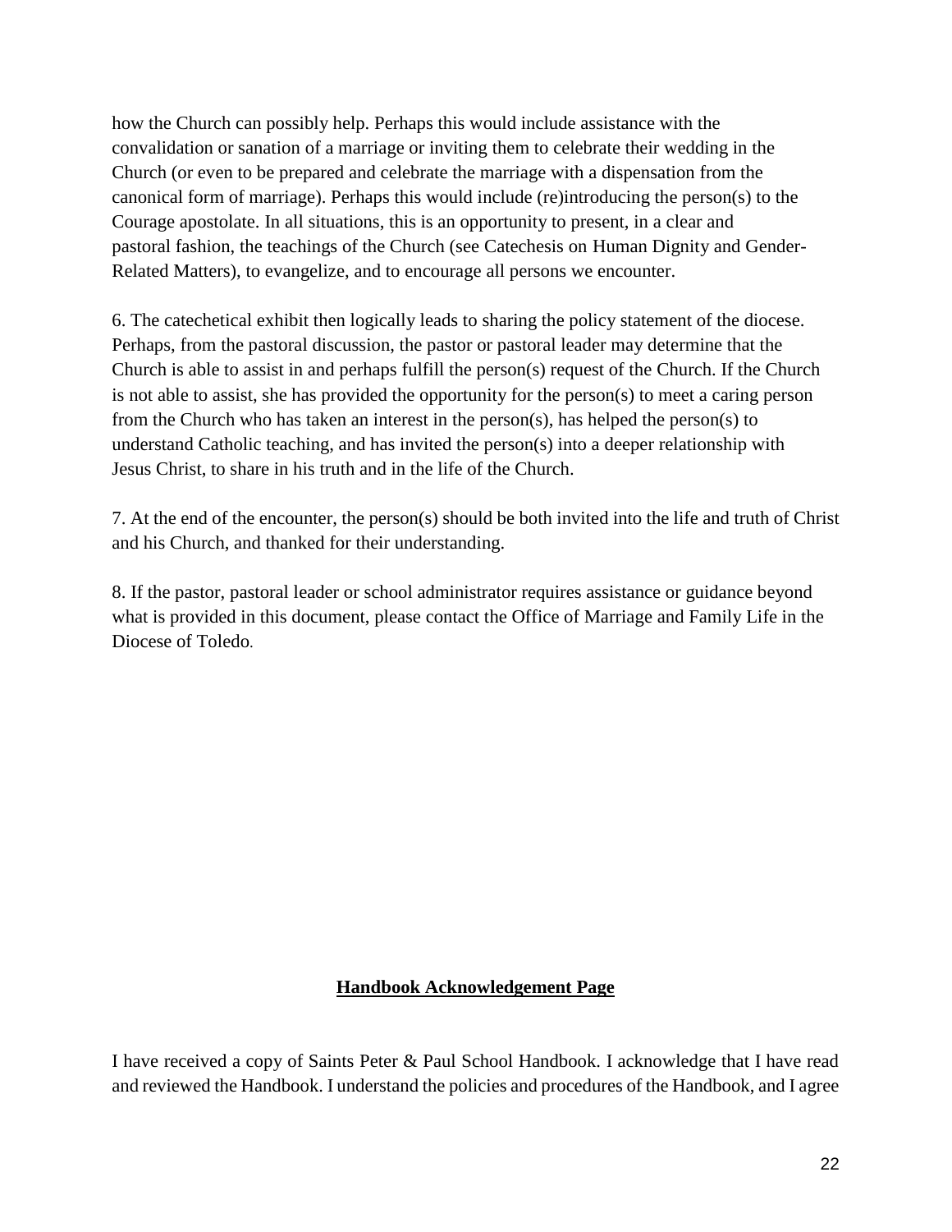how the Church can possibly help. Perhaps this would include assistance with the convalidation or sanation of a marriage or inviting them to celebrate their wedding in the Church (or even to be prepared and celebrate the marriage with a dispensation from the canonical form of marriage). Perhaps this would include (re)introducing the person(s) to the Courage apostolate. In all situations, this is an opportunity to present, in a clear and pastoral fashion, the teachings of the Church (see Catechesis on Human Dignity and Gender-Related Matters), to evangelize, and to encourage all persons we encounter.

6. The catechetical exhibit then logically leads to sharing the policy statement of the diocese. Perhaps, from the pastoral discussion, the pastor or pastoral leader may determine that the Church is able to assist in and perhaps fulfill the person(s) request of the Church. If the Church is not able to assist, she has provided the opportunity for the person(s) to meet a caring person from the Church who has taken an interest in the person(s), has helped the person(s) to understand Catholic teaching, and has invited the person(s) into a deeper relationship with Jesus Christ, to share in his truth and in the life of the Church.

7. At the end of the encounter, the person(s) should be both invited into the life and truth of Christ and his Church, and thanked for their understanding.

8. If the pastor, pastoral leader or school administrator requires assistance or guidance beyond what is provided in this document, please contact the Office of Marriage and Family Life in the Diocese of Toledo.

## **Handbook Acknowledgement Page**

I have received a copy of Saints Peter & Paul School Handbook. I acknowledge that I have read and reviewed the Handbook. I understand the policies and procedures of the Handbook, and I agree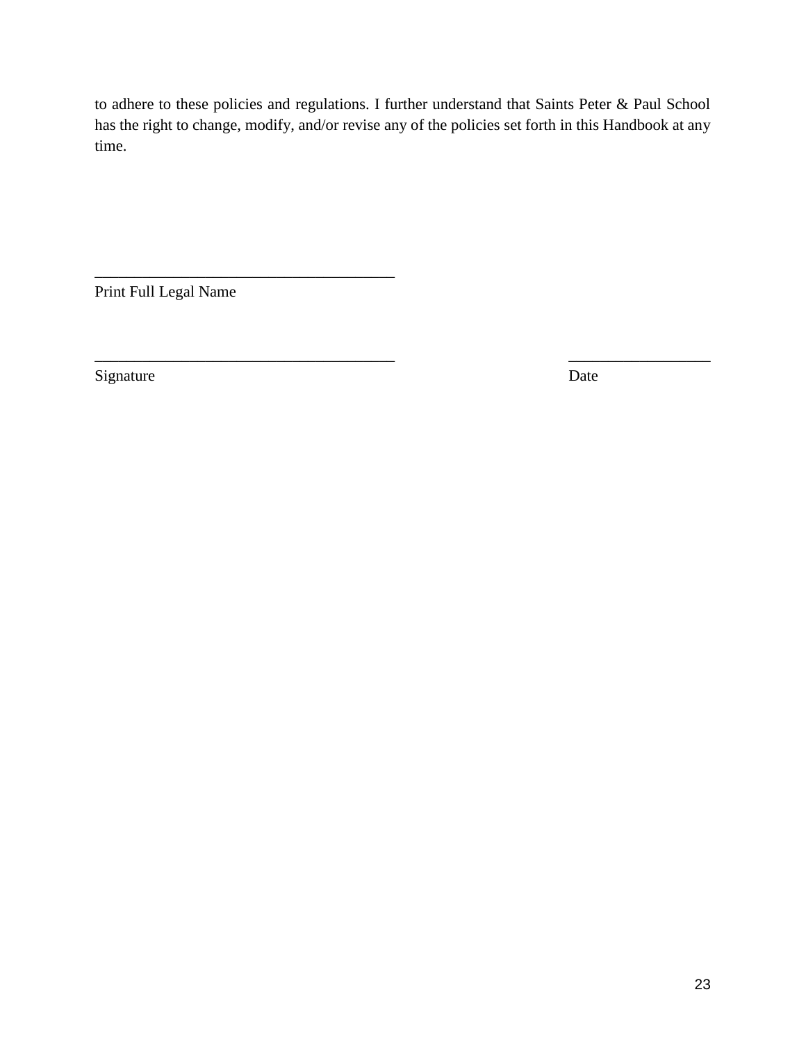to adhere to these policies and regulations. I further understand that Saints Peter & Paul School has the right to change, modify, and/or revise any of the policies set forth in this Handbook at any time.

_______________________________________
Print Full Legal Name

_______________________________________ __________________
Signature Date